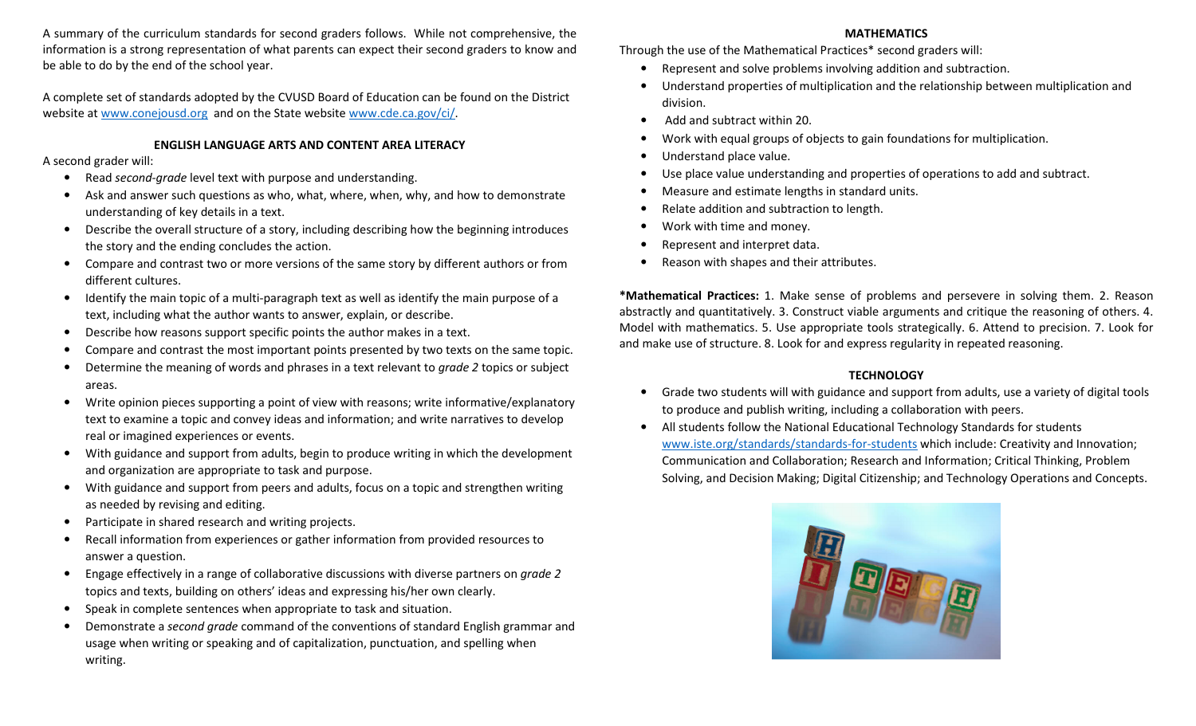A summary of the curriculum standards for second graders follows. While not comprehensive, the information is a strong representation of what parents can expect their second graders to know and be able to do by the end of the school year.

A complete set of standards adopted by the CVUSD Board of Education can be found on the District website at www.conejousd.org and on the State website www.cde.ca.gov/ci/.

## ENGLISH LANGUAGE ARTS AND CONTENT AREA LITERACY

A second grader will:

- Read *second-grade* level text with purpose and understanding.
- Ask and answer such questions as who, what, where, when, why, and how to demonstrate understanding of key details in a text.
- Describe the overall structure of a story, including describing how the beginning introduces the story and the ending concludes the action.
- Compare and contrast two or more versions of the same story by different authors or from different cultures.
- Identify the main topic of a multi-paragraph text as well as identify the main purpose of a text, including what the author wants to answer, explain, or describe.
- Describe how reasons support specific points the author makes in a text.
- Compare and contrast the most important points presented by two texts on the same topic.
- Determine the meaning of words and phrases in a text relevant to *grade 2* topics or subject areas.
- Write opinion pieces supporting a point of view with reasons; write informative/explanatory text to examine a topic and convey ideas and information; and write narratives to develop real or imagined experiences or events.
- With guidance and support from adults, begin to produce writing in which the development and organization are appropriate to task and purpose.
- With guidance and support from peers and adults, focus on a topic and strengthen writing as needed by revising and editing.
- Participate in shared research and writing projects.
- Recall information from experiences or gather information from provided resources to answer a question.
- Engage effectively in a range of collaborative discussions with diverse partners on *grade 2* topics and texts, building on others' ideas and expressing his/her own clearly.
- Speak in complete sentences when appropriate to task and situation.
- Demonstrate a *second grade* command of the conventions of standard English grammar and usage when writing or speaking and of capitalization, punctuation, and spelling when writing.

## MATHEMATICS

Through the use of the Mathematical Practices* second graders will:

- Represent and solve problems involving addition and subtraction.
- Understand properties of multiplication and the relationship between multiplication and division.
- Add and subtract within 20.
- Work with equal groups of objects to gain foundations for multiplication.
- Understand place value.
- Use place value understanding and properties of operations to add and subtract.
- Measure and estimate lengths in standard units.
- Relate addition and subtraction to length.
- Work with time and money.
- Represent and interpret data.
- Reason with shapes and their attributes.

***Mathematical Practices:** 1. Make sense of problems and persevere in solving them. 2. Reason abstractly and quantitatively. 3. Construct viable arguments and critique the reasoning of others. 4. Model with mathematics. 5. Use appropriate tools strategically. 6. Attend to precision. 7. Look for and make use of structure. 8. Look for and express regularity in repeated reasoning.

## TECHNOLOGY

- Grade two students will with guidance and support from adults, use a variety of digital tools to produce and publish writing, including a collaboration with peers.
- All students follow the National Educational Technology Standards for students www.iste.org/standards/standards-for-students which include: Creativity and Innovation; Communication and Collaboration; Research and Information; Critical Thinking, Problem Solving, and Decision Making; Digital Citizenship; and Technology Operations and Concepts.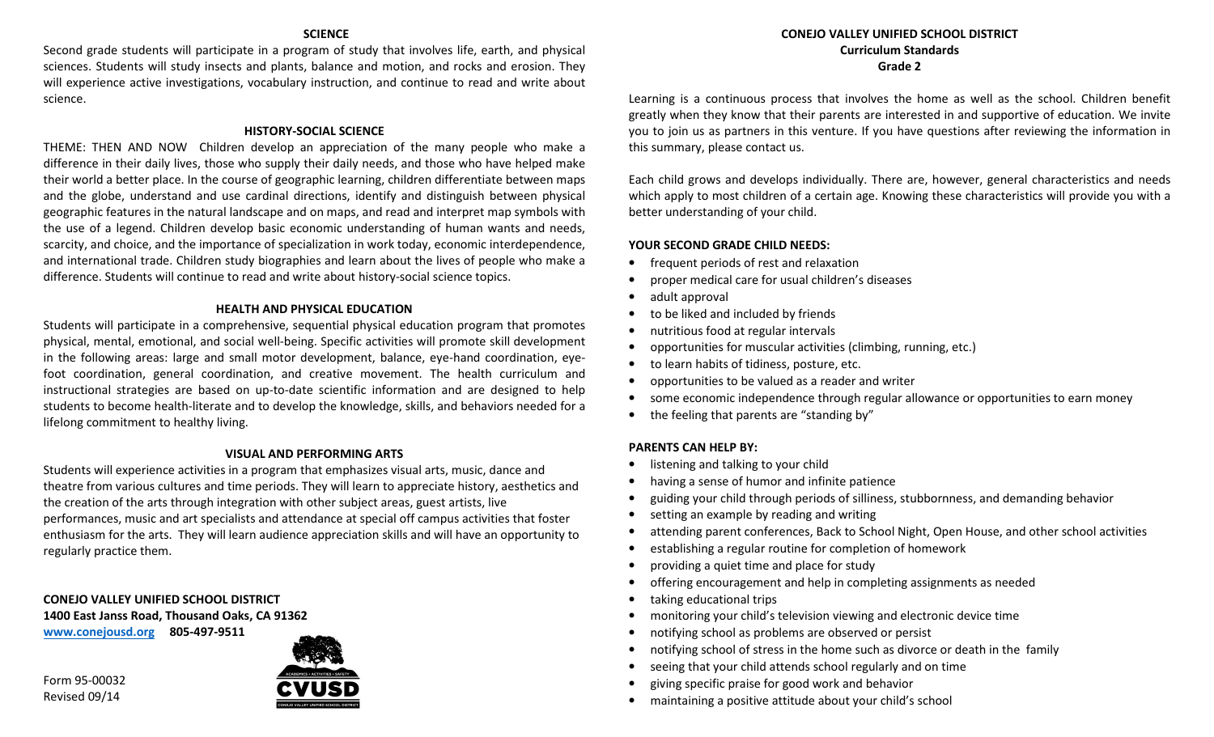## SCIENCE

Second grade students will participate in a program of study that involves life, earth, and physical sciences. Students will study insects and plants, balance and motion, and rocks and erosion. They will experience active investigations, vocabulary instruction, and continue to read and write about science.

## HISTORY-SOCIAL SCIENCE

THEME: THEN AND NOW Children develop an appreciation of the many people who make a difference in their daily lives, those who supply their daily needs, and those who have helped make their world a better place. In the course of geographic learning, children differentiate between maps and the globe, understand and use cardinal directions, identify and distinguish between physical geographic features in the natural landscape and on maps, and read and interpret map symbols with the use of a legend. Children develop basic economic understanding of human wants and needs, scarcity, and choice, and the importance of specialization in work today, economic interdependence, and international trade. Children study biographies and learn about the lives of people who make a difference. Students will continue to read and write about history-social science topics.

## HEALTH AND PHYSICAL EDUCATION

Students will participate in a comprehensive, sequential physical education program that promotes physical, mental, emotional, and social well-being. Specific activities will promote skill development in the following areas: large and small motor development, balance, eye-hand coordination, eye-foot coordination, general coordination, and creative movement. The health curriculum and instructional strategies are based on up-to-date scientific information and are designed to help students to become health-literate and to develop the knowledge, skills, and behaviors needed for a lifelong commitment to healthy living.

## VISUAL AND PERFORMING ARTS

Students will experience activities in a program that emphasizes visual arts, music, dance and theatre from various cultures and time periods. They will learn to appreciate history, aesthetics and the creation of the arts through integration with other subject areas, guest artists, live performances, music and art specialists and attendance at special off campus activities that foster enthusiasm for the arts. They will learn audience appreciation skills and will have an opportunity to regularly practice them.

**CONEJO VALLEY UNIFIED SCHOOL DISTRICT**
**1400 East Janss Road, Thousand Oaks, CA 91362**
**www.conejousd.org 805-497-9511**

Form 95-00032
Revised 09/14

# CONEJO VALLEY UNIFIED SCHOOL DISTRICT
## Curriculum Standards
## Grade 2

Learning is a continuous process that involves the home as well as the school. Children benefit greatly when they know that their parents are interested in and supportive of education. We invite you to join us as partners in this venture. If you have questions after reviewing the information in this summary, please contact us.

Each child grows and develops individually. There are, however, general characteristics and needs which apply to most children of a certain age. Knowing these characteristics will provide you with a better understanding of your child.

**YOUR SECOND GRADE CHILD NEEDS:**

- frequent periods of rest and relaxation
- proper medical care for usual children's diseases
- adult approval
- to be liked and included by friends
- nutritious food at regular intervals
- opportunities for muscular activities (climbing, running, etc.)
- to learn habits of tidiness, posture, etc.
- opportunities to be valued as a reader and writer
- some economic independence through regular allowance or opportunities to earn money
- the feeling that parents are "standing by"

**PARENTS CAN HELP BY:**

- listening and talking to your child
- having a sense of humor and infinite patience
- guiding your child through periods of silliness, stubbornness, and demanding behavior
- setting an example by reading and writing
- attending parent conferences, Back to School Night, Open House, and other school activities
- establishing a regular routine for completion of homework
- providing a quiet time and place for study
- offering encouragement and help in completing assignments as needed
- taking educational trips
- monitoring your child's television viewing and electronic device time
- notifying school as problems are observed or persist
- notifying school of stress in the home such as divorce or death in the family
- seeing that your child attends school regularly and on time
- giving specific praise for good work and behavior
- maintaining a positive attitude about your child's school